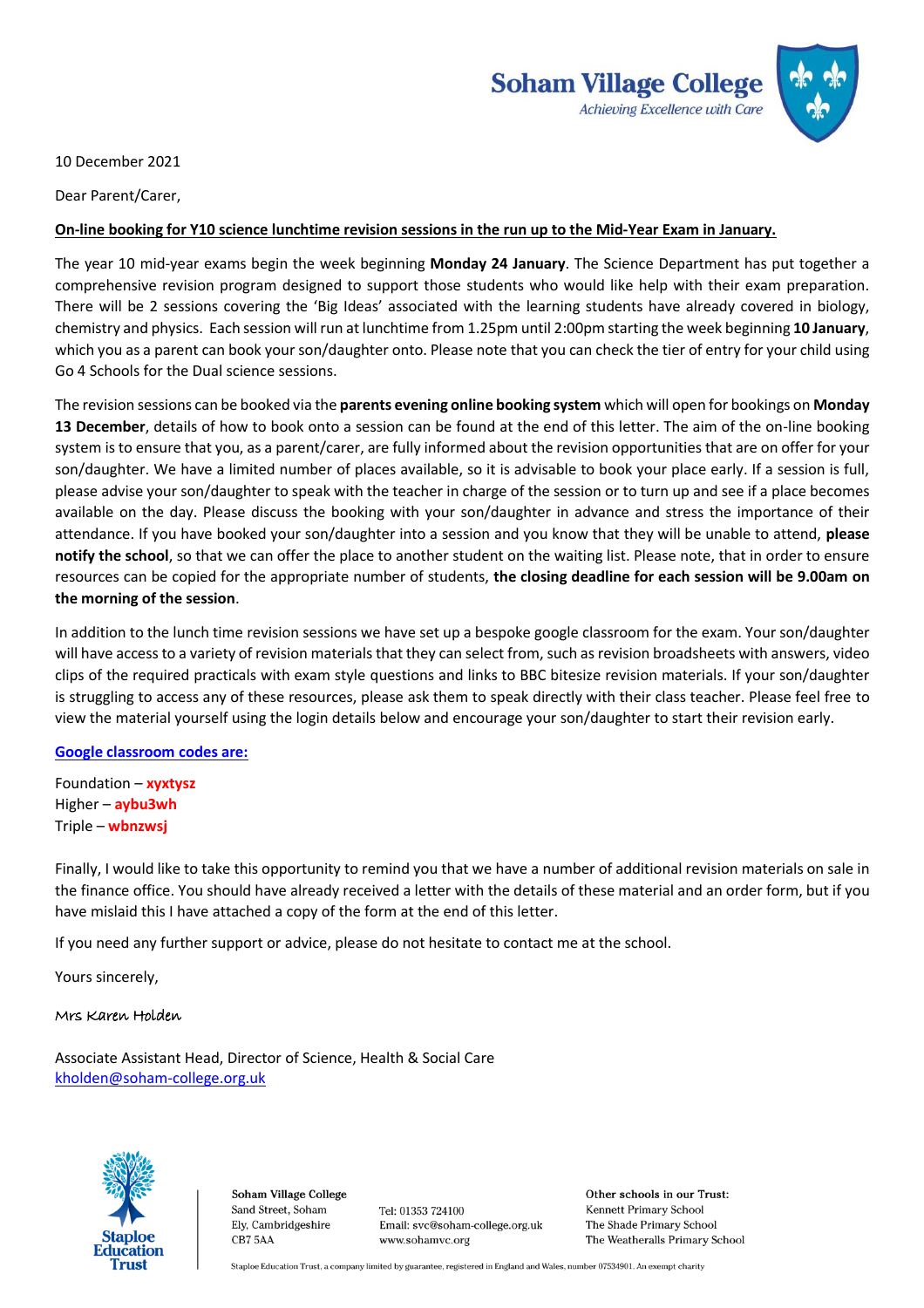Soham Village College
*Achieving Excellence with Care*

10 December 2021

Dear Parent/Carer,

**On-line booking for Y10 science lunchtime revision sessions in the run up to the Mid-Year Exam in January.**

The year 10 mid-year exams begin the week beginning **Monday 24 January**. The Science Department has put together a comprehensive revision program designed to support those students who would like help with their exam preparation. There will be 2 sessions covering the 'Big Ideas' associated with the learning students have already covered in biology, chemistry and physics. Each session will run at lunchtime from 1.25pm until 2:00pm starting the week beginning **10 January**, which you as a parent can book your son/daughter onto. Please note that you can check the tier of entry for your child using Go 4 Schools for the Dual science sessions.

The revision sessions can be booked via the **parents evening online booking system** which will open for bookings on **Monday 13 December**, details of how to book onto a session can be found at the end of this letter. The aim of the on-line booking system is to ensure that you, as a parent/carer, are fully informed about the revision opportunities that are on offer for your son/daughter. We have a limited number of places available, so it is advisable to book your place early. If a session is full, please advise your son/daughter to speak with the teacher in charge of the session or to turn up and see if a place becomes available on the day. Please discuss the booking with your son/daughter in advance and stress the importance of their attendance. If you have booked your son/daughter into a session and you know that they will be unable to attend, **please notify the school**, so that we can offer the place to another student on the waiting list. Please note, that in order to ensure resources can be copied for the appropriate number of students, **the closing deadline for each session will be 9.00am on the morning of the session**.

In addition to the lunch time revision sessions we have set up a bespoke google classroom for the exam. Your son/daughter will have access to a variety of revision materials that they can select from, such as revision broadsheets with answers, video clips of the required practicals with exam style questions and links to BBC bitesize revision materials. If your son/daughter is struggling to access any of these resources, please ask them to speak directly with their class teacher. Please feel free to view the material yourself using the login details below and encourage your son/daughter to start their revision early.

**Google classroom codes are:**

Foundation – **xyxtysz**
Higher – **aybu3wh**
Triple – **wbnzwsj**

Finally, I would like to take this opportunity to remind you that we have a number of additional revision materials on sale in the finance office. You should have already received a letter with the details of these material and an order form, but if you have mislaid this I have attached a copy of the form at the end of this letter.

If you need any further support or advice, please do not hesitate to contact me at the school.

Yours sincerely,

Mrs Karen Holden

Associate Assistant Head, Director of Science, Health & Social Care
kholden@soham-college.org.uk

Staploe Education Trust

Soham Village College
Sand Street, Soham
Ely, Cambridgeshire
CB7 5AA

Tel: 01353 724100
Email: svc@soham-college.org.uk
www.sohamvc.org

Other schools in our Trust:
Kennett Primary School
The Shade Primary School
The Weatheralls Primary School

Staploe Education Trust, a company limited by guarantee, registered in England and Wales, number 07534901. An exempt charity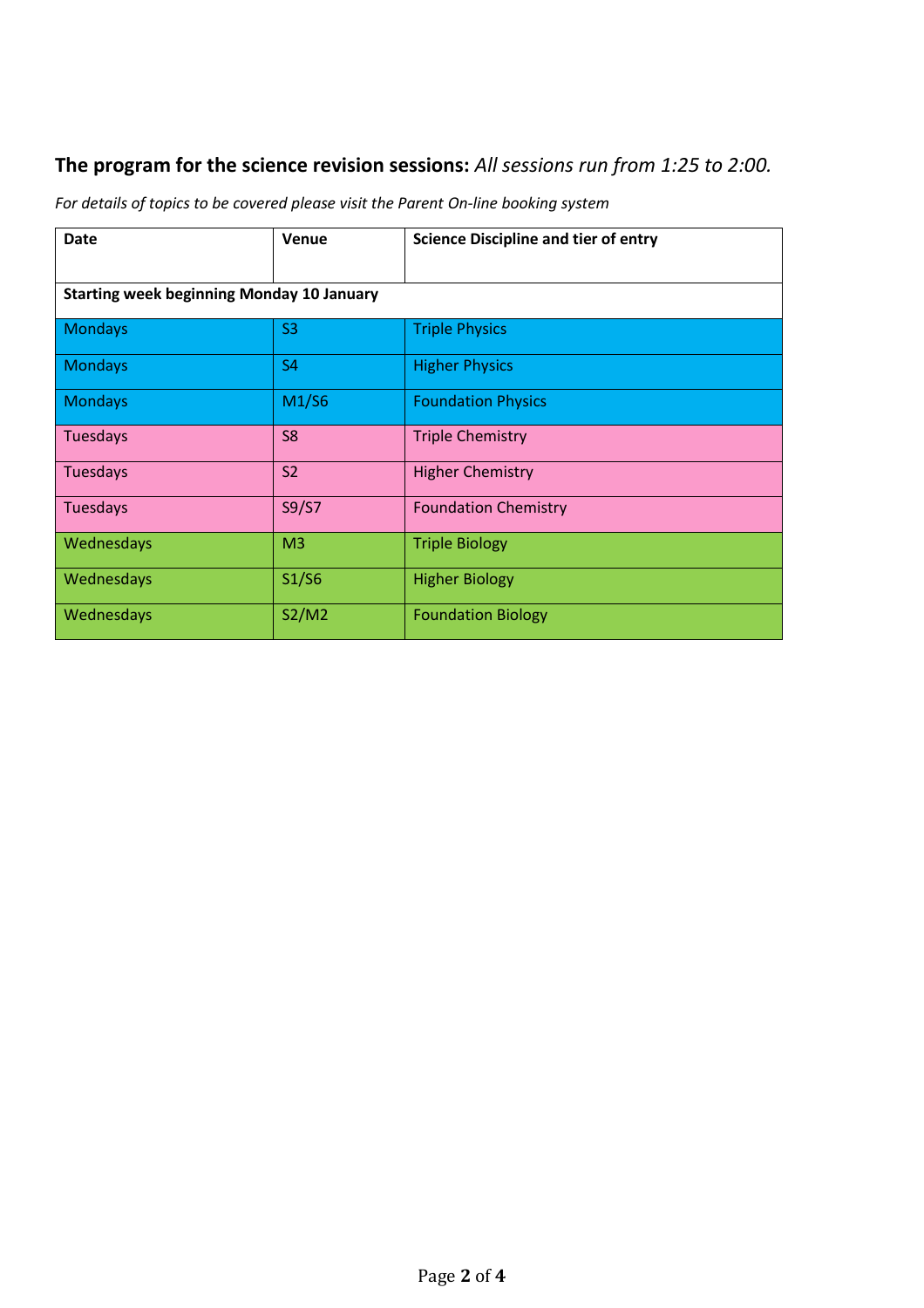**The program for the science revision sessions:** *All sessions run from 1:25 to 2:00.*

*For details of topics to be covered please visit the Parent On-line booking system*

| Date | Venue | Science Discipline and tier of entry |
|---|---|---|
| **Starting week beginning Monday 10 January** | | |
| Mondays | S3 | Triple Physics |
| Mondays | S4 | Higher Physics |
| Mondays | M1/S6 | Foundation Physics |
| Tuesdays | S8 | Triple Chemistry |
| Tuesdays | S2 | Higher Chemistry |
| Tuesdays | S9/S7 | Foundation Chemistry |
| Wednesdays | M3 | Triple Biology |
| Wednesdays | S1/S6 | Higher Biology |
| Wednesdays | S2/M2 | Foundation Biology |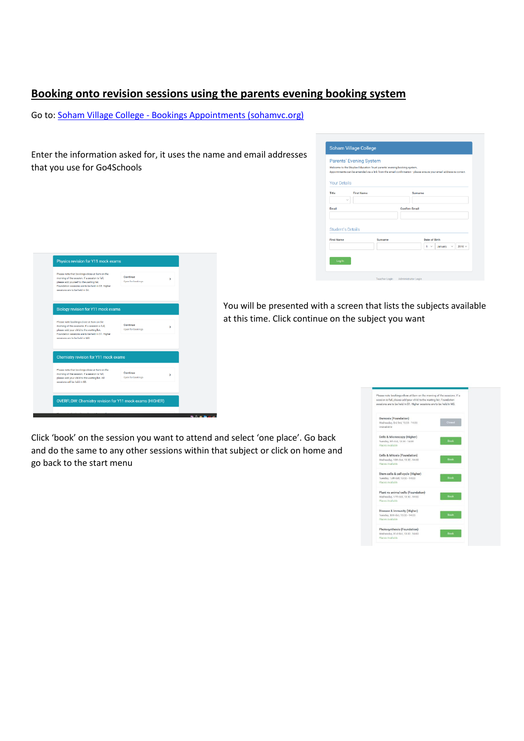# Booking onto revision sessions using the parents evening booking system

Go to: [Soham Village College - Bookings Appointments (sohamvc.org)]()

Enter the information asked for, it uses the name and email addresses that you use for Go4Schools

You will be presented with a screen that lists the subjects available at this time. Click continue on the subject you want

Click 'book' on the session you want to attend and select 'one place'. Go back and do the same to any other sessions within that subject or click on home and go back to the start menu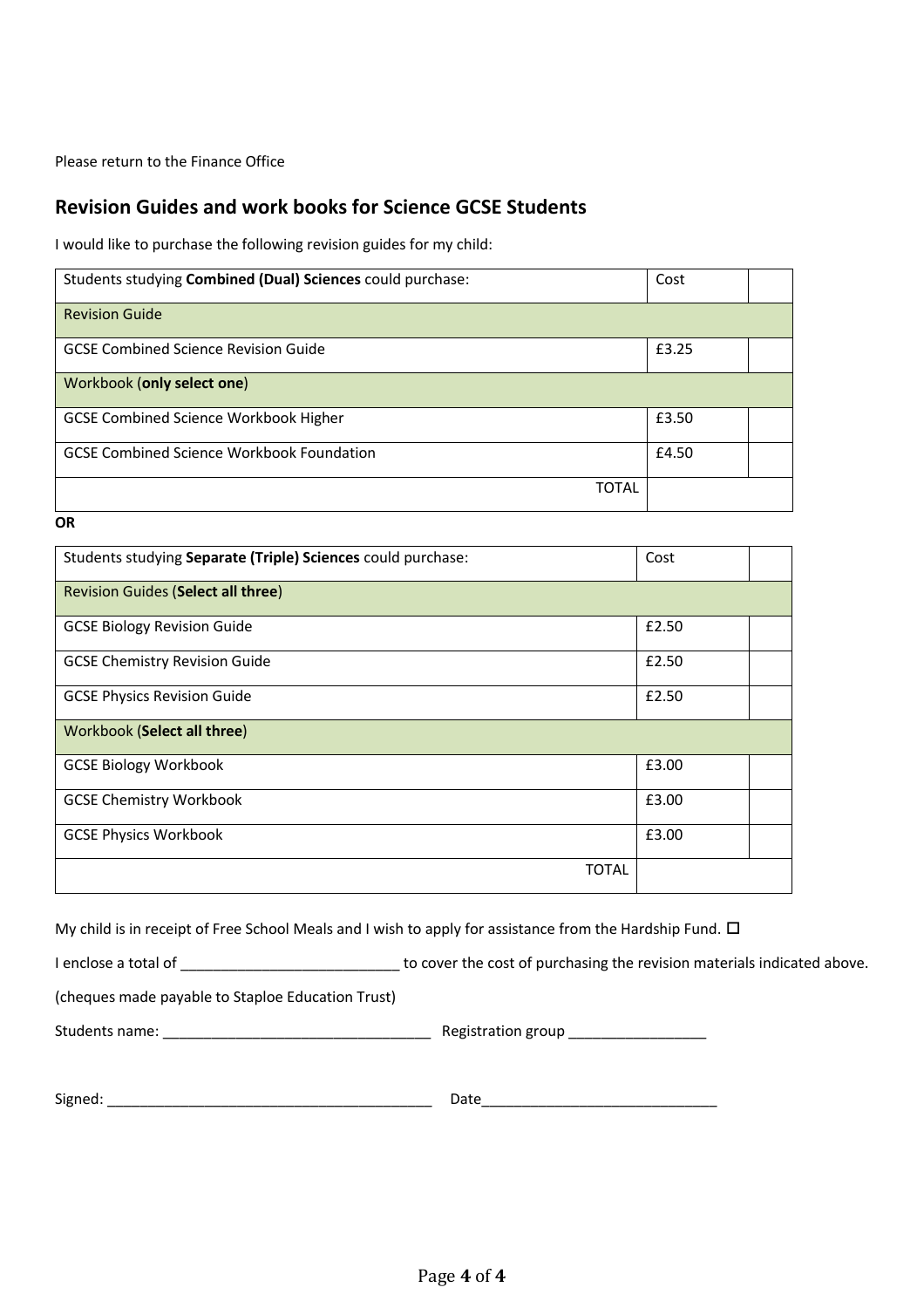Please return to the Finance Office

## Revision Guides and work books for Science GCSE Students

I would like to purchase the following revision guides for my child:

| Students studying **Combined (Dual) Sciences** could purchase: | Cost | |
|---|---|---|
| Revision Guide | | |
| GCSE Combined Science Revision Guide | £3.25 | |
| Workbook (**only select one**) | | |
| GCSE Combined Science Workbook Higher | £3.50 | |
| GCSE Combined Science Workbook Foundation | £4.50 | |
| TOTAL | | |

**OR**

| Students studying **Separate (Triple) Sciences** could purchase: | Cost | |
|---|---|---|
| Revision Guides (**Select all three**) | | |
| GCSE Biology Revision Guide | £2.50 | |
| GCSE Chemistry Revision Guide | £2.50 | |
| GCSE Physics Revision Guide | £2.50 | |
| Workbook (**Select all three**) | | |
| GCSE Biology Workbook | £3.00 | |
| GCSE Chemistry Workbook | £3.00 | |
| GCSE Physics Workbook | £3.00 | |
| TOTAL | | |

My child is in receipt of Free School Meals and I wish to apply for assistance from the Hardship Fund. ☐

I enclose a total of ___________________________ to cover the cost of purchasing the revision materials indicated above.

(cheques made payable to Staploe Education Trust)

Students name: _________________________________ Registration group _________________

Signed: _________________________________________ Date_____________________________